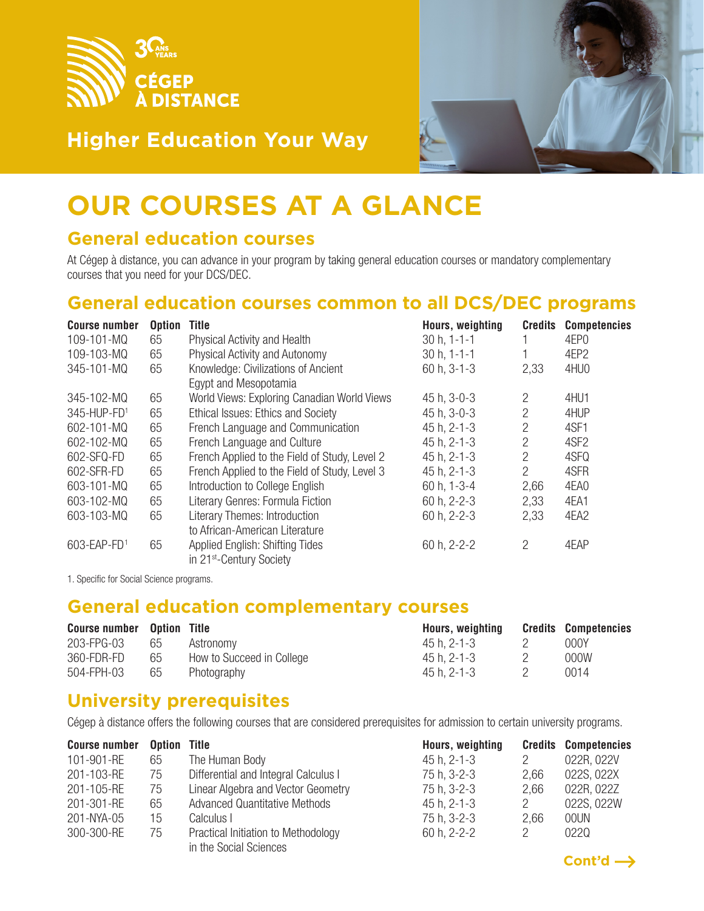30 ANS YEARS

CÉGEP À DISTANCE

## Higher Education Your Way

# OUR COURSES AT A GLANCE

## General education courses

At Cégep à distance, you can advance in your program by taking general education courses or mandatory complementary courses that you need for your DCS/DEC.

## General education courses common to all DCS/DEC programs

| Course number | Option | Title | Hours, weighting | Credits | Competencies |
|---|---|---|---|---|---|
| 109-101-MQ | 65 | Physical Activity and Health | 30 h, 1-1-1 | 1 | 4EP0 |
| 109-103-MQ | 65 | Physical Activity and Autonomy | 30 h, 1-1-1 | 1 | 4EP2 |
| 345-101-MQ | 65 | Knowledge: Civilizations of Ancient Egypt and Mesopotamia | 60 h, 3-1-3 | 2,33 | 4HU0 |
| 345-102-MQ | 65 | World Views: Exploring Canadian World Views | 45 h, 3-0-3 | 2 | 4HU1 |
| 345-HUP-FD[1] | 65 | Ethical Issues: Ethics and Society | 45 h, 3-0-3 | 2 | 4HUP |
| 602-101-MQ | 65 | French Language and Communication | 45 h, 2-1-3 | 2 | 4SF1 |
| 602-102-MQ | 65 | French Language and Culture | 45 h, 2-1-3 | 2 | 4SF2 |
| 602-SFQ-FD | 65 | French Applied to the Field of Study, Level 2 | 45 h, 2-1-3 | 2 | 4SFQ |
| 602-SFR-FD | 65 | French Applied to the Field of Study, Level 3 | 45 h, 2-1-3 | 2 | 4SFR |
| 603-101-MQ | 65 | Introduction to College English | 60 h, 1-3-4 | 2,66 | 4EA0 |
| 603-102-MQ | 65 | Literary Genres: Formula Fiction | 60 h, 2-2-3 | 2,33 | 4EA1 |
| 603-103-MQ | 65 | Literary Themes: Introduction to African-American Literature | 60 h, 2-2-3 | 2,33 | 4EA2 |
| 603-EAP-FD[1] | 65 | Applied English: Shifting Tides in 21st-Century Society | 60 h, 2-2-2 | 2 | 4EAP |

1. Specific for Social Science programs.

## General education complementary courses

| Course number | Option | Title | Hours, weighting | Credits | Competencies |
|---|---|---|---|---|---|
| 203-FPG-03 | 65 | Astronomy | 45 h, 2-1-3 | 2 | 000Y |
| 360-FDR-FD | 65 | How to Succeed in College | 45 h, 2-1-3 | 2 | 000W |
| 504-FPH-03 | 65 | Photography | 45 h, 2-1-3 | 2 | 0014 |

## University prerequisites

Cégep à distance offers the following courses that are considered prerequisites for admission to certain university programs.

| Course number | Option | Title | Hours, weighting | Credits | Competencies |
|---|---|---|---|---|---|
| 101-901-RE | 65 | The Human Body | 45 h, 2-1-3 | 2 | 022R, 022V |
| 201-103-RE | 75 | Differential and Integral Calculus I | 75 h, 3-2-3 | 2,66 | 022S, 022X |
| 201-105-RE | 75 | Linear Algebra and Vector Geometry | 75 h, 3-2-3 | 2,66 | 022R, 022Z |
| 201-301-RE | 65 | Advanced Quantitative Methods | 45 h, 2-1-3 | 2 | 022S, 022W |
| 201-NYA-05 | 15 | Calculus I | 75 h, 3-2-3 | 2,66 | 00UN |
| 300-300-RE | 75 | Practical Initiation to Methodology in the Social Sciences | 60 h, 2-2-2 | 2 | 022Q |

Cont'd →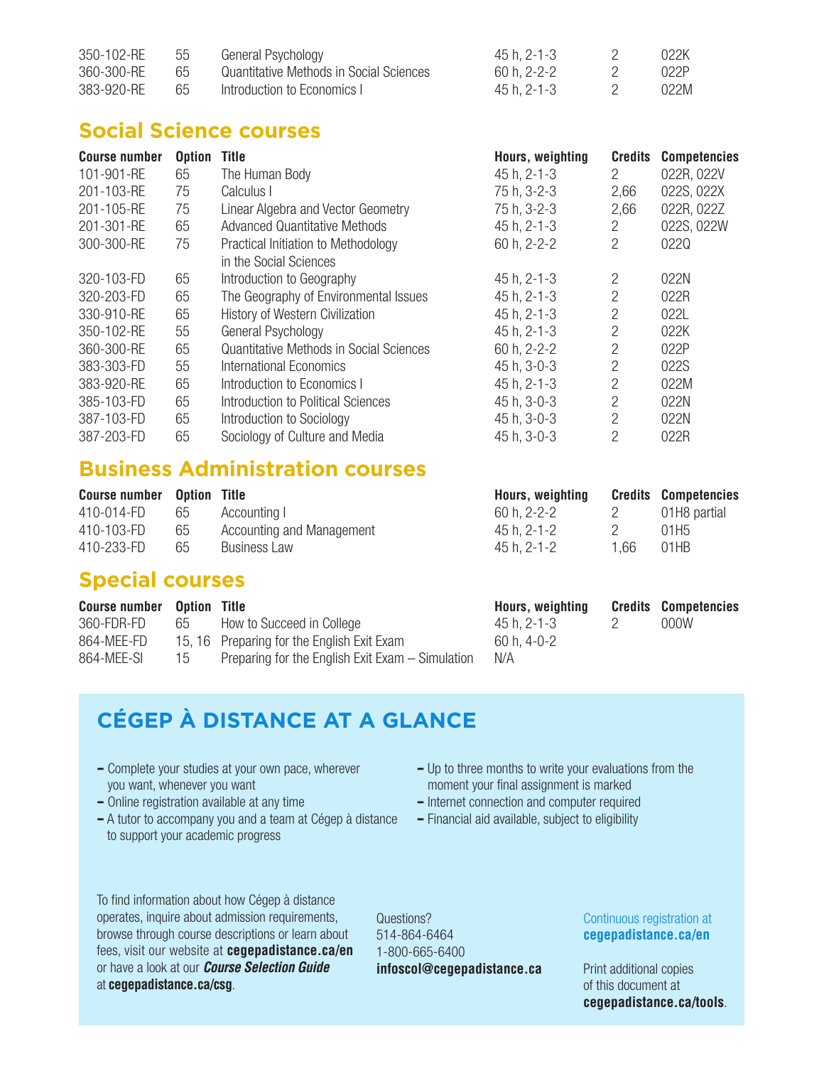| | | | | | |
|---|---|---|---|---|---|
| 350-102-RE | 55 | General Psychology | 45 h, 2-1-3 | 2 | 022K |
| 360-300-RE | 65 | Quantitative Methods in Social Sciences | 60 h, 2-2-2 | 2 | 022P |
| 383-920-RE | 65 | Introduction to Economics I | 45 h, 2-1-3 | 2 | 022M |

## Social Science courses

| Course number | Option | Title | Hours, weighting | Credits | Competencies |
|---|---|---|---|---|---|
| 101-901-RE | 65 | The Human Body | 45 h, 2-1-3 | 2 | 022R, 022V |
| 201-103-RE | 75 | Calculus I | 75 h, 3-2-3 | 2,66 | 022S, 022X |
| 201-105-RE | 75 | Linear Algebra and Vector Geometry | 75 h, 3-2-3 | 2,66 | 022R, 022Z |
| 201-301-RE | 65 | Advanced Quantitative Methods | 45 h, 2-1-3 | 2 | 022S, 022W |
| 300-300-RE | 75 | Practical Initiation to Methodology in the Social Sciences | 60 h, 2-2-2 | 2 | 022Q |
| 320-103-FD | 65 | Introduction to Geography | 45 h, 2-1-3 | 2 | 022N |
| 320-203-FD | 65 | The Geography of Environmental Issues | 45 h, 2-1-3 | 2 | 022R |
| 330-910-RE | 65 | History of Western Civilization | 45 h, 2-1-3 | 2 | 022L |
| 350-102-RE | 55 | General Psychology | 45 h, 2-1-3 | 2 | 022K |
| 360-300-RE | 65 | Quantitative Methods in Social Sciences | 60 h, 2-2-2 | 2 | 022P |
| 383-303-FD | 55 | International Economics | 45 h, 3-0-3 | 2 | 022S |
| 383-920-RE | 65 | Introduction to Economics I | 45 h, 2-1-3 | 2 | 022M |
| 385-103-FD | 65 | Introduction to Political Sciences | 45 h, 3-0-3 | 2 | 022N |
| 387-103-FD | 65 | Introduction to Sociology | 45 h, 3-0-3 | 2 | 022N |
| 387-203-FD | 65 | Sociology of Culture and Media | 45 h, 3-0-3 | 2 | 022R |

## Business Administration courses

| Course number | Option | Title | Hours, weighting | Credits | Competencies |
|---|---|---|---|---|---|
| 410-014-FD | 65 | Accounting I | 60 h, 2-2-2 | 2 | 01H8 partial |
| 410-103-FD | 65 | Accounting and Management | 45 h, 2-1-2 | 2 | 01H5 |
| 410-233-FD | 65 | Business Law | 45 h, 2-1-2 | 1,66 | 01HB |

## Special courses

| Course number | Option | Title | Hours, weighting | Credits | Competencies |
|---|---|---|---|---|---|
| 360-FDR-FD | 65 | How to Succeed in College | 45 h, 2-1-3 | 2 | 000W |
| 864-MEE-FD | 15, 16 | Preparing for the English Exit Exam | 60 h, 4-0-2 | | |
| 864-MEE-SI | 15 | Preparing for the English Exit Exam – Simulation | N/A | | |

## CÉGEP À DISTANCE AT A GLANCE

- Complete your studies at your own pace, wherever you want, whenever you want
- Online registration available at any time
- A tutor to accompany you and a team at Cégep à distance to support your academic progress
- Up to three months to write your evaluations from the moment your final assignment is marked
- Internet connection and computer required
- Financial aid available, subject to eligibility

To find information about how Cégep à distance operates, inquire about admission requirements, browse through course descriptions or learn about fees, visit our website at **cegepadistance.ca/en** or have a look at our ***Course Selection Guide*** at **cegepadistance.ca/csg**.

Questions?
514-864-6464
1-800-665-6400
**infoscol@cegepadistance.ca**

Continuous registration at
**cegepadistance.ca/en**

Print additional copies of this document at **cegepadistance.ca/tools**.